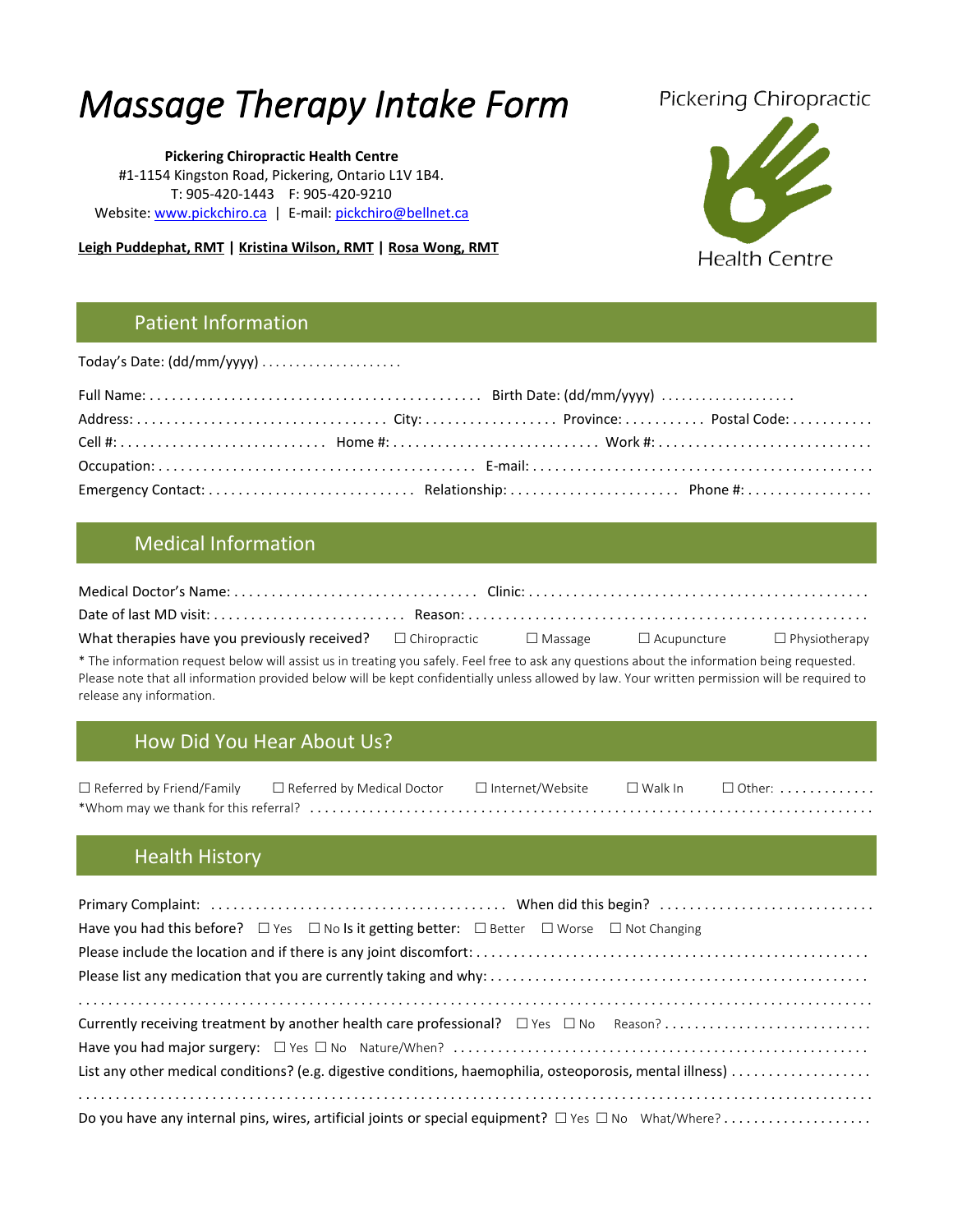# *Massage Therapy Intake Form*

**Pickering Chiropractic Health Centre**
#1-1154 Kingston Road, Pickering, Ontario L1V 1B4.
T: 905-420-1443 F: 905-420-9210
Website: www.pickchiro.ca | E-mail: pickchiro@bellnet.ca

**Leigh Puddephat, RMT** | **Kristina Wilson, RMT** | **Rosa Wong, RMT**

Pickering Chiropractic
Health Centre

## Patient Information

Today's Date: (dd/mm/yyyy) ....................

Full Name: ............................................ Birth Date: (dd/mm/yyyy) ....................

Address: ................................. City: .................. Province: ........... Postal Code: ...........

Cell #: ............................ Home #: ............................ Work #: ............................

Occupation: ......................................... E-mail: ............................................

Emergency Contact: ........................... Relationship: ....................... Phone #: .................

## Medical Information

Medical Doctor's Name: ................................ Clinic: .............................................

Date of last MD visit: .......................... Reason: ....................................................

What therapies have you previously received? ☐ Chiropractic ☐ Massage ☐ Acupuncture ☐ Physiotherapy

* The information request below will assist us in treating you safely. Feel free to ask any questions about the information being requested. Please note that all information provided below will be kept confidentially unless allowed by law. Your written permission will be required to release any information.

## How Did You Hear About Us?

☐ Referred by Friend/Family ☐ Referred by Medical Doctor ☐ Internet/Website ☐ Walk In ☐ Other: .............

*Whom may we thank for this referral? ..........................................................................

## Health History

Primary Complaint: ....................................... When did this begin? .............................

Have you had this before? ☐ Yes ☐ No Is it getting better: ☐ Better ☐ Worse ☐ Not Changing

Please include the location and if there is any joint discomfort: ....................................................

Please list any medication that you are currently taking and why: ..................................................

..........................................................................................................

Currently receiving treatment by another health care professional? ☐ Yes ☐ No Reason? ...........................

Have you had major surgery: ☐ Yes ☐ No Nature/When? .......................................................

List any other medical conditions? (e.g. digestive conditions, haemophilia, osteoporosis, mental illness) ..................

..........................................................................................................

Do you have any internal pins, wires, artificial joints or special equipment? ☐ Yes ☐ No What/Where? ....................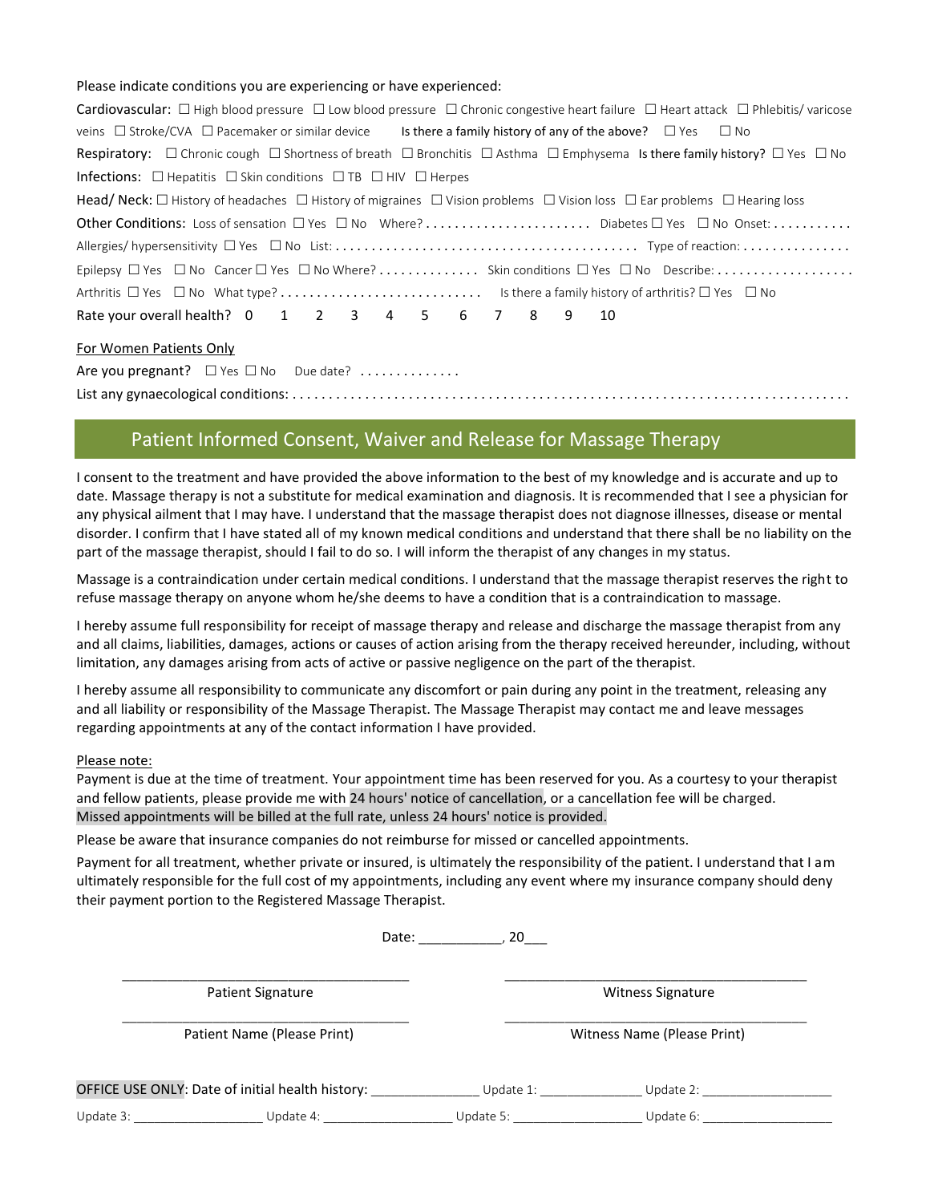Please indicate conditions you are experiencing or have experienced:

Cardiovascular: ☐ High blood pressure ☐ Low blood pressure ☐ Chronic congestive heart failure ☐ Heart attack ☐ Phlebitis/ varicose veins ☐ Stroke/CVA ☐ Pacemaker or similar device Is there a family history of any of the above? ☐ Yes ☐ No

Respiratory: ☐ Chronic cough ☐ Shortness of breath ☐ Bronchitis ☐ Asthma ☐ Emphysema Is there family history? ☐ Yes ☐ No

Infections: ☐ Hepatitis ☐ Skin conditions ☐ TB ☐ HIV ☐ Herpes

Head/ Neck: ☐ History of headaches ☐ History of migraines ☐ Vision problems ☐ Vision loss ☐ Ear problems ☐ Hearing loss

Other Conditions: Loss of sensation ☐ Yes ☐ No Where? . . . . . . . . . . . . . . . . . . . . . . . Diabetes ☐ Yes ☐ No Onset: . . . . . . . . . . .

Allergies/ hypersensitivity ☐ Yes ☐ No List: . . . . . . . . . . . . . . . . . . . . . . . . . . . . . . . . . . . . . . . . . Type of reaction: . . . . . . . . . . . . . . .

Epilepsy ☐ Yes ☐ No Cancer ☐ Yes ☐ No Where? . . . . . . . . . . . . . . Skin conditions ☐ Yes ☐ No Describe: . . . . . . . . . . . . . . . . . . .

Arthritis ☐ Yes ☐ No What type? . . . . . . . . . . . . . . . . . . . . . . . . . . . . Is there a family history of arthritis? ☐ Yes ☐ No

Rate your overall health? 0 1 2 3 4 5 6 7 8 9 10

For Women Patients Only

Are you pregnant? ☐ Yes ☐ No Due date? . . . . . . . . . . . . . .

List any gynaecological conditions: . . . . . . . . . . . . . . . . . . . . . . . . . . . . . . . . . . . . . . . . . . . . . . . . . . . . . . . . . . . . . . . . . . . . . . . . . . . .

## Patient Informed Consent, Waiver and Release for Massage Therapy

I consent to the treatment and have provided the above information to the best of my knowledge and is accurate and up to date. Massage therapy is not a substitute for medical examination and diagnosis. It is recommended that I see a physician for any physical ailment that I may have. I understand that the massage therapist does not diagnose illnesses, disease or mental disorder. I confirm that I have stated all of my known medical conditions and understand that there shall be no liability on the part of the massage therapist, should I fail to do so. I will inform the therapist of any changes in my status.

Massage is a contraindication under certain medical conditions. I understand that the massage therapist reserves the right to refuse massage therapy on anyone whom he/she deems to have a condition that is a contraindication to massage.

I hereby assume full responsibility for receipt of massage therapy and release and discharge the massage therapist from any and all claims, liabilities, damages, actions or causes of action arising from the therapy received hereunder, including, without limitation, any damages arising from acts of active or passive negligence on the part of the therapist.

I hereby assume all responsibility to communicate any discomfort or pain during any point in the treatment, releasing any and all liability or responsibility of the Massage Therapist. The Massage Therapist may contact me and leave messages regarding appointments at any of the contact information I have provided.

Please note:

Payment is due at the time of treatment. Your appointment time has been reserved for you. As a courtesy to your therapist and fellow patients, please provide me with 24 hours' notice of cancellation, or a cancellation fee will be charged. Missed appointments will be billed at the full rate, unless 24 hours' notice is provided.

Please be aware that insurance companies do not reimburse for missed or cancelled appointments.

Payment for all treatment, whether private or insured, is ultimately the responsibility of the patient. I understand that I am ultimately responsible for the full cost of my appointments, including any event where my insurance company should deny their payment portion to the Registered Massage Therapist.

Date: ___________, 20___

_______________________________________ Patient Signature

_______________________________________ Witness Signature

_______________________________________ Patient Name (Please Print)

_______________________________________ Witness Name (Please Print)

OFFICE USE ONLY: Date of initial health history: ______________ Update 1: ______________ Update 2: __________________

Update 3: __________________ Update 4: __________________ Update 5: __________________ Update 6: __________________